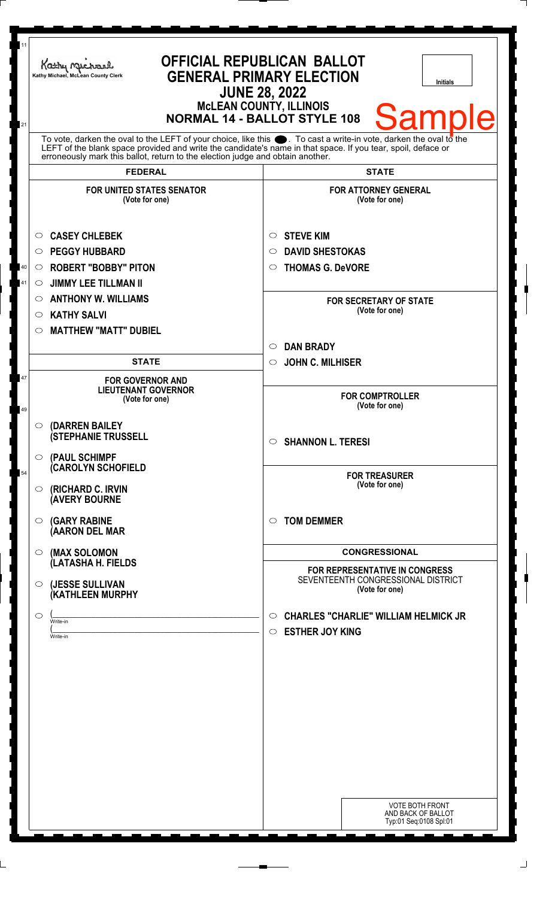Kathy Michael, McLean County Clerk

# OFFICIAL REPUBLICAN BALLOT
## GENERAL PRIMARY ELECTION
## JUNE 28, 2022
### McLEAN COUNTY, ILLINOIS
### NORMAL 14 - BALLOT STYLE 108

Initials

Sample

To vote, darken the oval to the LEFT of your choice, like this ●. To cast a write-in vote, darken the oval to the LEFT of the blank space provided and write the candidate's name in that space. If you tear, spoil, deface or erroneously mark this ballot, return to the election judge and obtain another.

## FEDERAL

**FOR UNITED STATES SENATOR**
(Vote for one)

- ○ CASEY CHLEBEK
- ○ PEGGY HUBBARD
- ○ ROBERT "BOBBY" PITON
- ○ JIMMY LEE TILLMAN II
- ○ ANTHONY W. WILLIAMS
- ○ KATHY SALVI
- ○ MATTHEW "MATT" DUBIEL

## STATE

**FOR GOVERNOR AND LIEUTENANT GOVERNOR**
(Vote for one)

- ○ (DARREN BAILEY (STEPHANIE TRUSSELL
- ○ (PAUL SCHIMPF (CAROLYN SCHOFIELD
- ○ (RICHARD C. IRVIN (AVERY BOURNE
- ○ (GARY RABINE (AARON DEL MAR
- ○ (MAX SOLOMON (LATASHA H. FIELDS
- ○ (JESSE SULLIVAN (KATHLEEN MURPHY
- ○ ( ________ Write-in
  ( ________ Write-in

## STATE

**FOR ATTORNEY GENERAL**
(Vote for one)

- ○ STEVE KIM
- ○ DAVID SHESTOKAS
- ○ THOMAS G. DeVORE

**FOR SECRETARY OF STATE**
(Vote for one)

- ○ DAN BRADY
- ○ JOHN C. MILHISER

**FOR COMPTROLLER**
(Vote for one)

- ○ SHANNON L. TERESI

**FOR TREASURER**
(Vote for one)

- ○ TOM DEMMER

## CONGRESSIONAL

**FOR REPRESENTATIVE IN CONGRESS**
SEVENTEENTH CONGRESSIONAL DISTRICT
(Vote for one)

- ○ CHARLES "CHARLIE" WILLIAM HELMICK JR
- ○ ESTHER JOY KING

VOTE BOTH FRONT AND BACK OF BALLOT
Typ:01 Seq:0108 Spl:01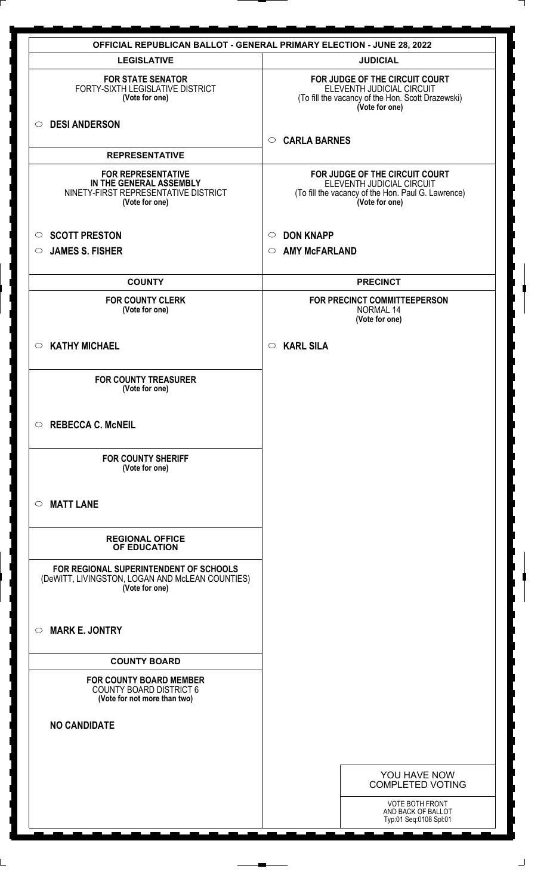## OFFICIAL REPUBLICAN BALLOT - GENERAL PRIMARY ELECTION - JUNE 28, 2022

### LEGISLATIVE

**FOR STATE SENATOR**
FORTY-SIXTH LEGISLATIVE DISTRICT
**(Vote for one)**

○ **DESI ANDERSON**

### REPRESENTATIVE

**FOR REPRESENTATIVE IN THE GENERAL ASSEMBLY**
NINETY-FIRST REPRESENTATIVE DISTRICT
**(Vote for one)**

○ **SCOTT PRESTON**
○ **JAMES S. FISHER**

### COUNTY

**FOR COUNTY CLERK**
**(Vote for one)**

○ **KATHY MICHAEL**

**FOR COUNTY TREASURER**
**(Vote for one)**

○ **REBECCA C. McNEIL**

**FOR COUNTY SHERIFF**
**(Vote for one)**

○ **MATT LANE**

### REGIONAL OFFICE OF EDUCATION

**FOR REGIONAL SUPERINTENDENT OF SCHOOLS**
(DeWITT, LIVINGSTON, LOGAN AND McLEAN COUNTIES)
**(Vote for one)**

○ **MARK E. JONTRY**

### COUNTY BOARD

**FOR COUNTY BOARD MEMBER**
COUNTY BOARD DISTRICT 6
**(Vote for not more than two)**

**NO CANDIDATE**

### JUDICIAL

**FOR JUDGE OF THE CIRCUIT COURT**
ELEVENTH JUDICIAL CIRCUIT
(To fill the vacancy of the Hon. Scott Drazewski)
**(Vote for one)**

○ **CARLA BARNES**

**FOR JUDGE OF THE CIRCUIT COURT**
ELEVENTH JUDICIAL CIRCUIT
(To fill the vacancy of the Hon. Paul G. Lawrence)
**(Vote for one)**

○ **DON KNAPP**
○ **AMY McFARLAND**

### PRECINCT

**FOR PRECINCT COMMITTEEPERSON**
NORMAL 14
**(Vote for one)**

○ **KARL SILA**

YOU HAVE NOW COMPLETED VOTING

VOTE BOTH FRONT AND BACK OF BALLOT
Typ:01 Seq:0108 Spl:01